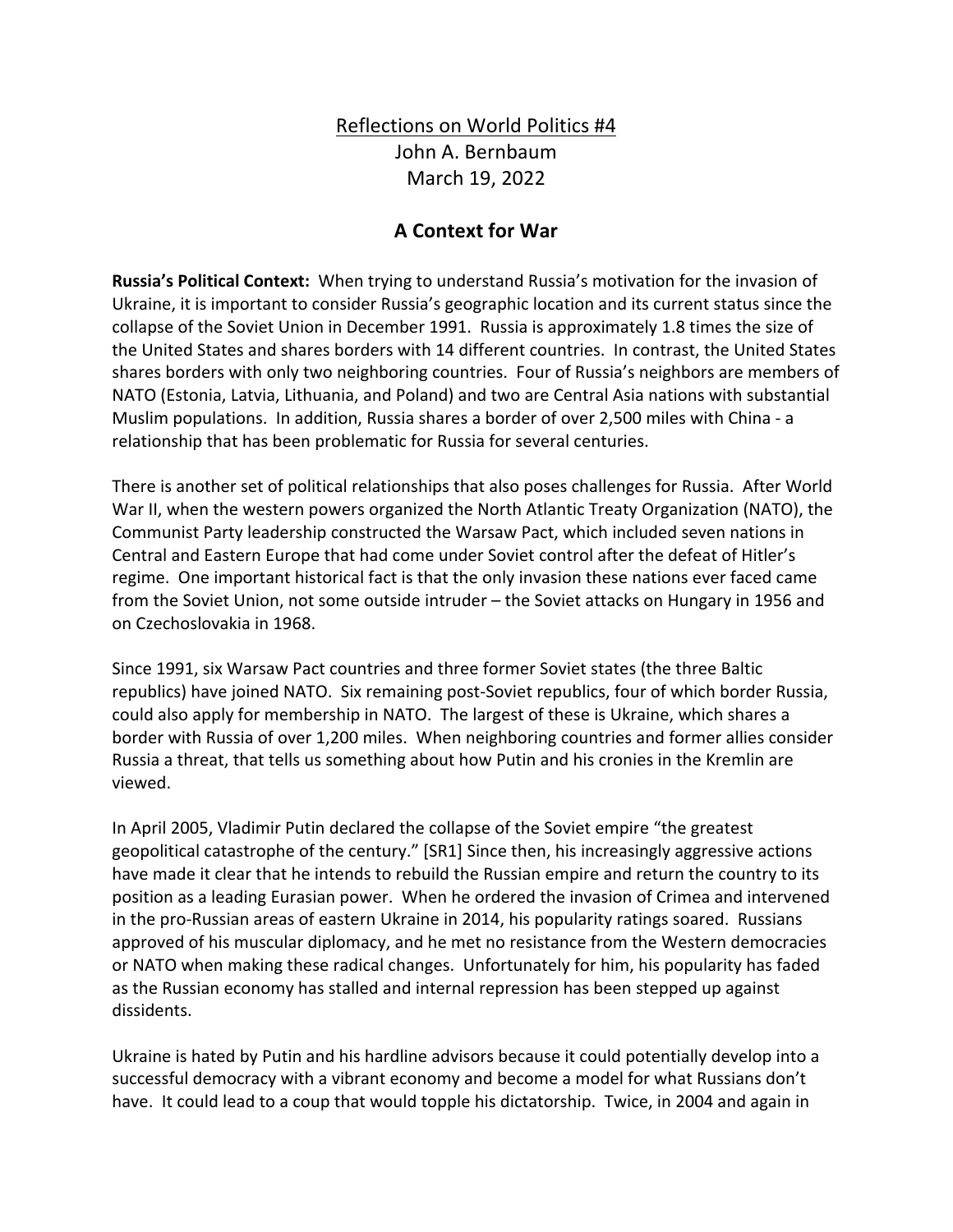Reflections on World Politics #4
John A. Bernbaum
March 19, 2022

## A Context for War

**Russia's Political Context:** When trying to understand Russia's motivation for the invasion of Ukraine, it is important to consider Russia's geographic location and its current status since the collapse of the Soviet Union in December 1991. Russia is approximately 1.8 times the size of the United States and shares borders with 14 different countries. In contrast, the United States shares borders with only two neighboring countries. Four of Russia's neighbors are members of NATO (Estonia, Latvia, Lithuania, and Poland) and two are Central Asia nations with substantial Muslim populations. In addition, Russia shares a border of over 2,500 miles with China - a relationship that has been problematic for Russia for several centuries.

There is another set of political relationships that also poses challenges for Russia. After World War II, when the western powers organized the North Atlantic Treaty Organization (NATO), the Communist Party leadership constructed the Warsaw Pact, which included seven nations in Central and Eastern Europe that had come under Soviet control after the defeat of Hitler's regime. One important historical fact is that the only invasion these nations ever faced came from the Soviet Union, not some outside intruder – the Soviet attacks on Hungary in 1956 and on Czechoslovakia in 1968.

Since 1991, six Warsaw Pact countries and three former Soviet states (the three Baltic republics) have joined NATO. Six remaining post-Soviet republics, four of which border Russia, could also apply for membership in NATO. The largest of these is Ukraine, which shares a border with Russia of over 1,200 miles. When neighboring countries and former allies consider Russia a threat, that tells us something about how Putin and his cronies in the Kremlin are viewed.

In April 2005, Vladimir Putin declared the collapse of the Soviet empire "the greatest geopolitical catastrophe of the century." [SR1] Since then, his increasingly aggressive actions have made it clear that he intends to rebuild the Russian empire and return the country to its position as a leading Eurasian power. When he ordered the invasion of Crimea and intervened in the pro-Russian areas of eastern Ukraine in 2014, his popularity ratings soared. Russians approved of his muscular diplomacy, and he met no resistance from the Western democracies or NATO when making these radical changes. Unfortunately for him, his popularity has faded as the Russian economy has stalled and internal repression has been stepped up against dissidents.

Ukraine is hated by Putin and his hardline advisors because it could potentially develop into a successful democracy with a vibrant economy and become a model for what Russians don't have. It could lead to a coup that would topple his dictatorship. Twice, in 2004 and again in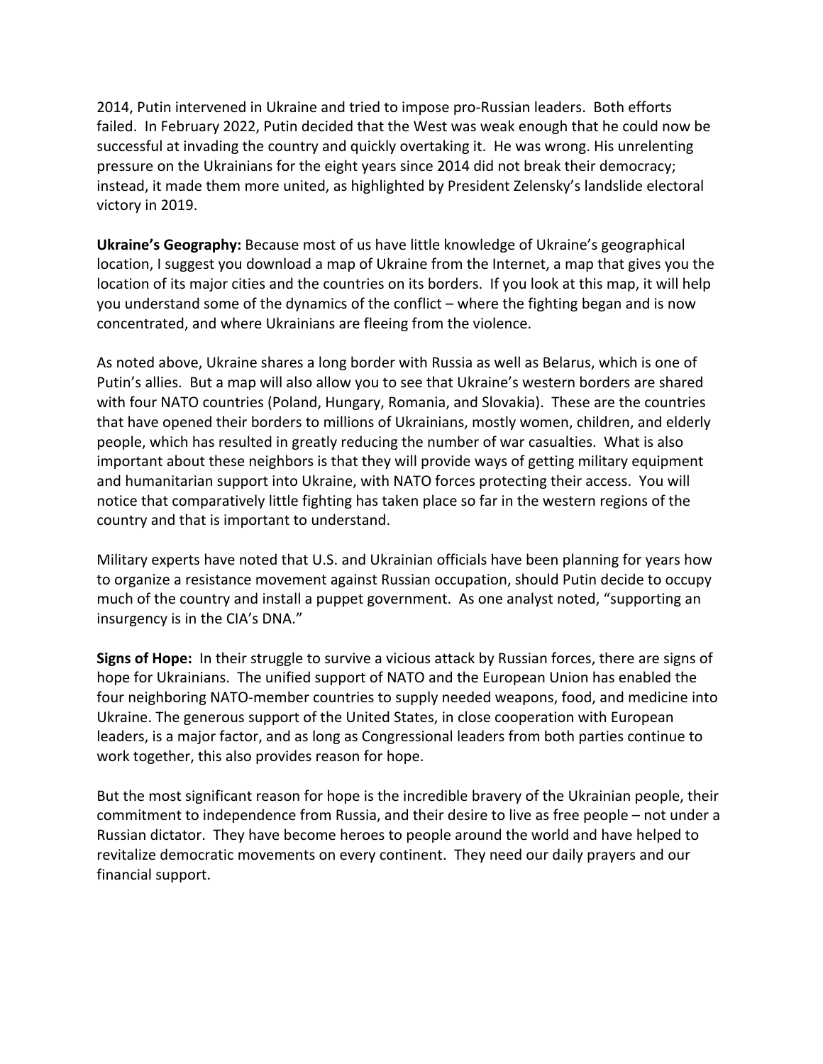2014, Putin intervened in Ukraine and tried to impose pro-Russian leaders. Both efforts failed. In February 2022, Putin decided that the West was weak enough that he could now be successful at invading the country and quickly overtaking it. He was wrong. His unrelenting pressure on the Ukrainians for the eight years since 2014 did not break their democracy; instead, it made them more united, as highlighted by President Zelensky's landslide electoral victory in 2019.

**Ukraine's Geography:** Because most of us have little knowledge of Ukraine's geographical location, I suggest you download a map of Ukraine from the Internet, a map that gives you the location of its major cities and the countries on its borders. If you look at this map, it will help you understand some of the dynamics of the conflict – where the fighting began and is now concentrated, and where Ukrainians are fleeing from the violence.

As noted above, Ukraine shares a long border with Russia as well as Belarus, which is one of Putin's allies. But a map will also allow you to see that Ukraine's western borders are shared with four NATO countries (Poland, Hungary, Romania, and Slovakia). These are the countries that have opened their borders to millions of Ukrainians, mostly women, children, and elderly people, which has resulted in greatly reducing the number of war casualties. What is also important about these neighbors is that they will provide ways of getting military equipment and humanitarian support into Ukraine, with NATO forces protecting their access. You will notice that comparatively little fighting has taken place so far in the western regions of the country and that is important to understand.

Military experts have noted that U.S. and Ukrainian officials have been planning for years how to organize a resistance movement against Russian occupation, should Putin decide to occupy much of the country and install a puppet government. As one analyst noted, "supporting an insurgency is in the CIA's DNA."

**Signs of Hope:** In their struggle to survive a vicious attack by Russian forces, there are signs of hope for Ukrainians. The unified support of NATO and the European Union has enabled the four neighboring NATO-member countries to supply needed weapons, food, and medicine into Ukraine. The generous support of the United States, in close cooperation with European leaders, is a major factor, and as long as Congressional leaders from both parties continue to work together, this also provides reason for hope.

But the most significant reason for hope is the incredible bravery of the Ukrainian people, their commitment to independence from Russia, and their desire to live as free people – not under a Russian dictator. They have become heroes to people around the world and have helped to revitalize democratic movements on every continent. They need our daily prayers and our financial support.